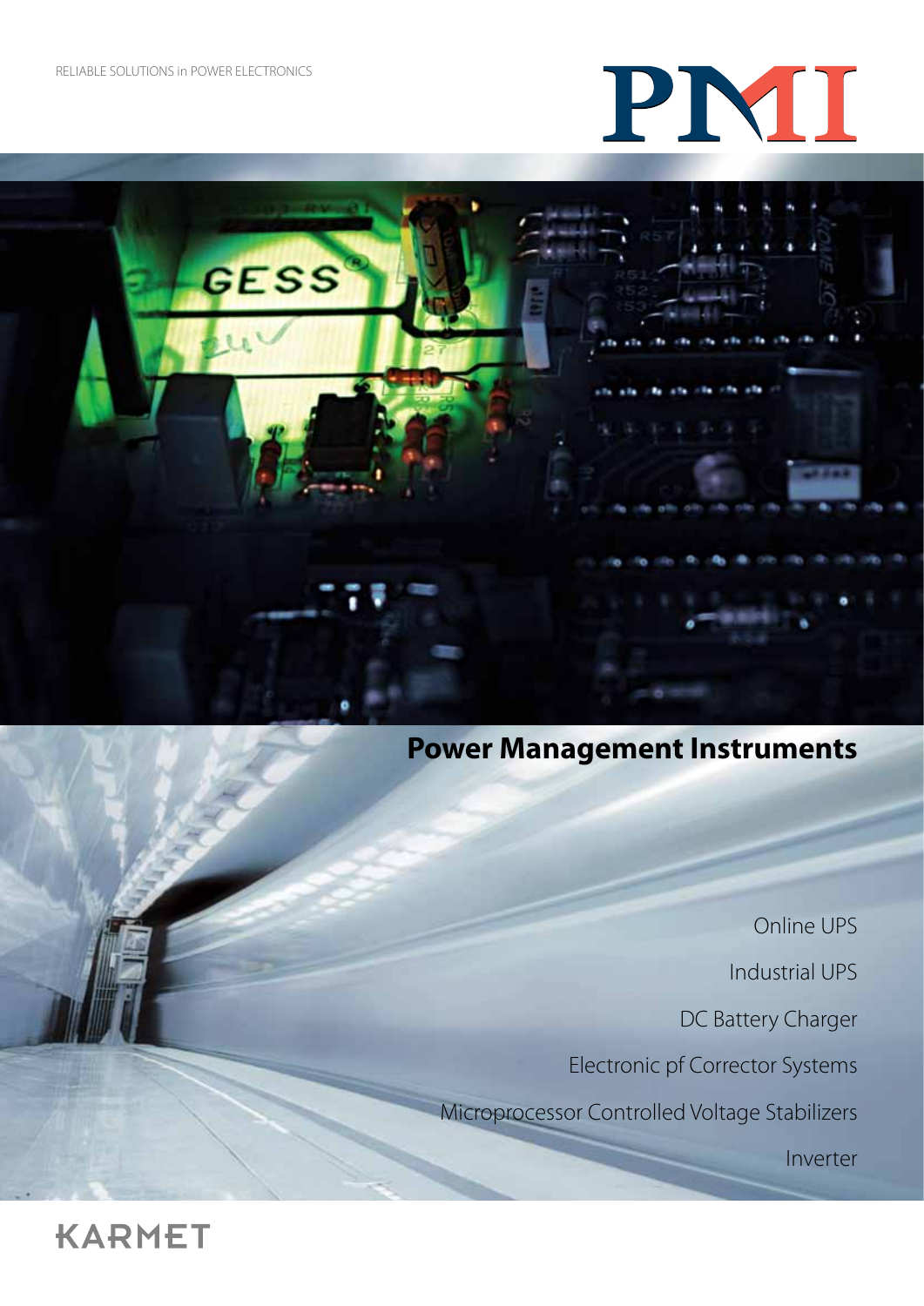RELIABLE SOLUTIONS in POWER ELECTRONICS

PMI

# Power Management Instruments

Online UPS

Industrial UPS

DC Battery Charger

Electronic pf Corrector Systems

Microprocessor Controlled Voltage Stabilizers

Inverter

KARMET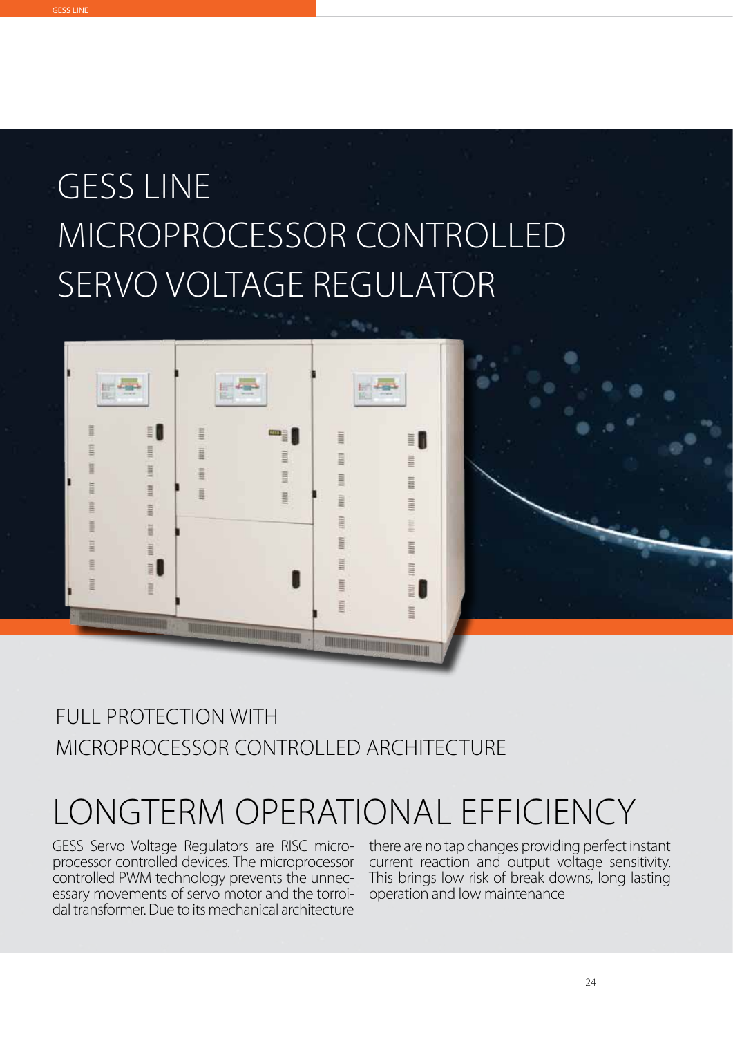# GESS LINE MICROPROCESSOR CONTROLLED SERVO VOLTAGE REGULATOR

## FULL PROTECTION WITH MICROPROCESSOR CONTROLLED ARCHITECTURE

# LONGTERM OPERATIONAL EFFICIENCY

GESS Servo Voltage Regulators are RISC microprocessor controlled devices. The microprocessor controlled PWM technology prevents the unnecessary movements of servo motor and the torroidal transformer. Due to its mechanical architecture there are no tap changes providing perfect instant current reaction and output voltage sensitivity. This brings low risk of break downs, long lasting operation and low maintenance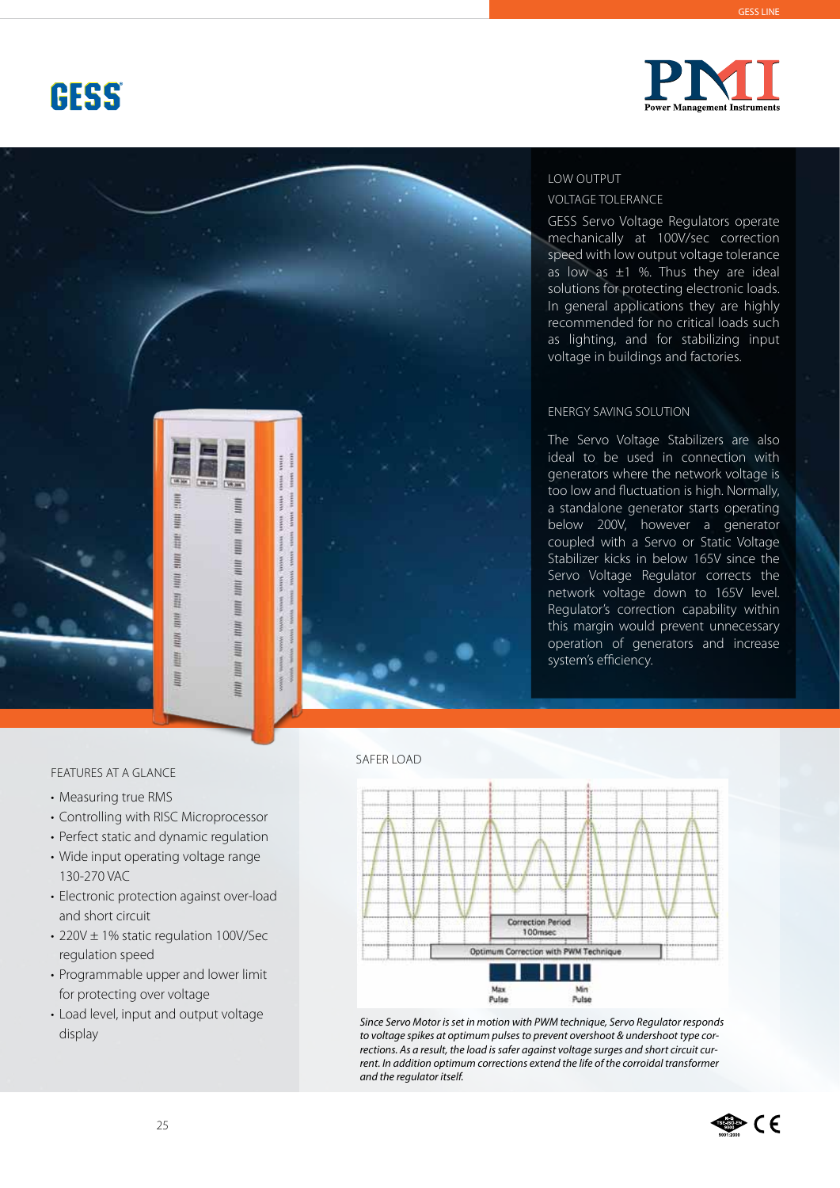# GESS

**PMI** Power Management Instruments

## LOW OUTPUT VOLTAGE TOLERANCE

GESS Servo Voltage Regulators operate mechanically at 100V/sec correction speed with low output voltage tolerance as low as ±1 %. Thus they are ideal solutions for protecting electronic loads. In general applications they are highly recommended for no critical loads such as lighting, and for stabilizing input voltage in buildings and factories.

## ENERGY SAVING SOLUTION

The Servo Voltage Stabilizers are also ideal to be used in connection with generators where the network voltage is too low and fluctuation is high. Normally, a standalone generator starts operating below 200V, however a generator coupled with a Servo or Static Voltage Stabilizer kicks in below 165V since the Servo Voltage Regulator corrects the network voltage down to 165V level. Regulator's correction capability within this margin would prevent unnecessary operation of generators and increase system's efficiency.

## FEATURES AT A GLANCE

- Measuring true RMS
- Controlling with RISC Microprocessor
- Perfect static and dynamic regulation
- Wide input operating voltage range 130-270 VAC
- Electronic protection against over-load and short circuit
- 220V ± 1% static regulation 100V/Sec regulation speed
- Programmable upper and lower limit for protecting over voltage
- Load level, input and output voltage display

## SAFER LOAD

Correction Period 100msec

Optimum Correction with PWM Technique

Max Pulse — Min Pulse

*Since Servo Motor is set in motion with PWM technique, Servo Regulator responds to voltage spikes at optimum pulses to prevent overshoot & undershoot type corrections. As a result, the load is safer against voltage surges and short circuit current. In addition optimum corrections extend the life of the corroidal transformer and the regulator itself.*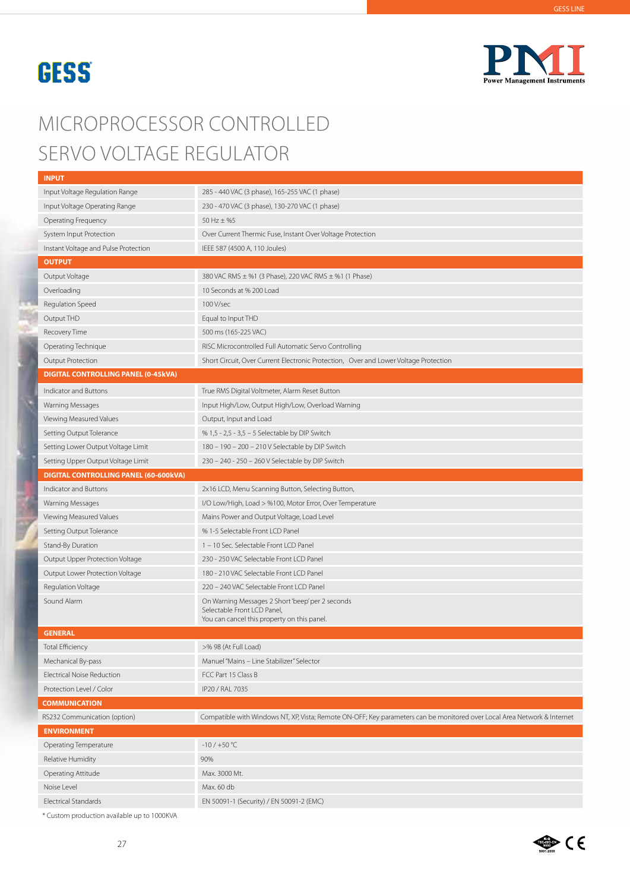GESS

PMI
Power Management Instruments

# MICROPROCESSOR CONTROLLED SERVO VOLTAGE REGULATOR

| INPUT | |
|---|---|
| Input Voltage Regulation Range | 285 - 440 VAC (3 phase), 165-255 VAC (1 phase) |
| Input Voltage Operating Range | 230 - 470 VAC (3 phase), 130-270 VAC (1 phase) |
| Operating Frequency | 50 Hz ± %5 |
| System Input Protection | Over Current Thermic Fuse, Instant Over Voltage Protection |
| Instant Voltage and Pulse Protection | IEEE 587 (4500 A, 110 Joules) |
| **OUTPUT** | |
| Output Voltage | 380 VAC RMS ± %1 (3 Phase), 220 VAC RMS ± %1 (1 Phase) |
| Overloading | 10 Seconds at % 200 Load |
| Regulation Speed | 100 V/sec |
| Output THD | Equal to Input THD |
| Recovery Time | 500 ms (165-225 VAC) |
| Operating Technique | RISC Microcontrolled Full Automatic Servo Controlling |
| Output Protection | Short Circuit, Over Current Electronic Protection, Over and Lower Voltage Protection |
| **DIGITAL CONTROLLING PANEL (0-45kVA)** | |
| Indicator and Buttons | True RMS Digital Voltmeter, Alarm Reset Button |
| Warning Messages | Input High/Low, Output High/Low, Overload Warning |
| Viewing Measured Values | Output, Input and Load |
| Setting Output Tolerance | % 1,5 - 2,5 - 3,5 – 5 Selectable by DIP Switch |
| Setting Lower Output Voltage Limit | 180 – 190 – 200 – 210 V Selectable by DIP Switch |
| Setting Upper Output Voltage Limit | 230 – 240 - 250 – 260 V Selectable by DIP Switch |
| **DIGITAL CONTROLLING PANEL (60-600kVA)** | |
| Indicator and Buttons | 2x16 LCD, Menu Scanning Button, Selecting Button, |
| Warning Messages | I/O Low/High, Load > %100, Motor Error, Over Temperature |
| Viewing Measured Values | Mains Power and Output Voltage, Load Level |
| Setting Output Tolerance | % 1-5 Selectable Front LCD Panel |
| Stand-By Duration | 1 – 10 Sec. Selectable Front LCD Panel |
| Output Upper Protection Voltage | 230 - 250 VAC Selectable Front LCD Panel |
| Output Lower Protection Voltage | 180 - 210 VAC Selectable Front LCD Panel |
| Regulation Voltage | 220 – 240 VAC Selectable Front LCD Panel |
| Sound Alarm | On Warning Messages 2 Short 'beep' per 2 seconds Selectable Front LCD Panel, You can cancel this property on this panel. |
| **GENERAL** | |
| Total Efficiency | >% 98 (At Full Load) |
| Mechanical By-pass | Manuel "Mains – Line Stabilizer" Selector |
| Electrical Noise Reduction | FCC Part 15 Class B |
| Protection Level / Color | IP20 / RAL 7035 |
| **COMMUNICATION** | |
| RS232 Communication (option) | Compatible with Windows NT, XP, Vista; Remote ON-OFF; Key parameters can be monitored over Local Area Network & Internet |
| **ENVIRONMENT** | |
| Operating Temperature | -10 / +50 °C |
| Relative Humidity | 90% |
| Operating Attitude | Max. 3000 Mt. |
| Noise Level | Max. 60 db |
| Electrical Standards | EN 50091-1 (Security) / EN 50091-2 (EMC) |

* Custom production available up to 1000KVA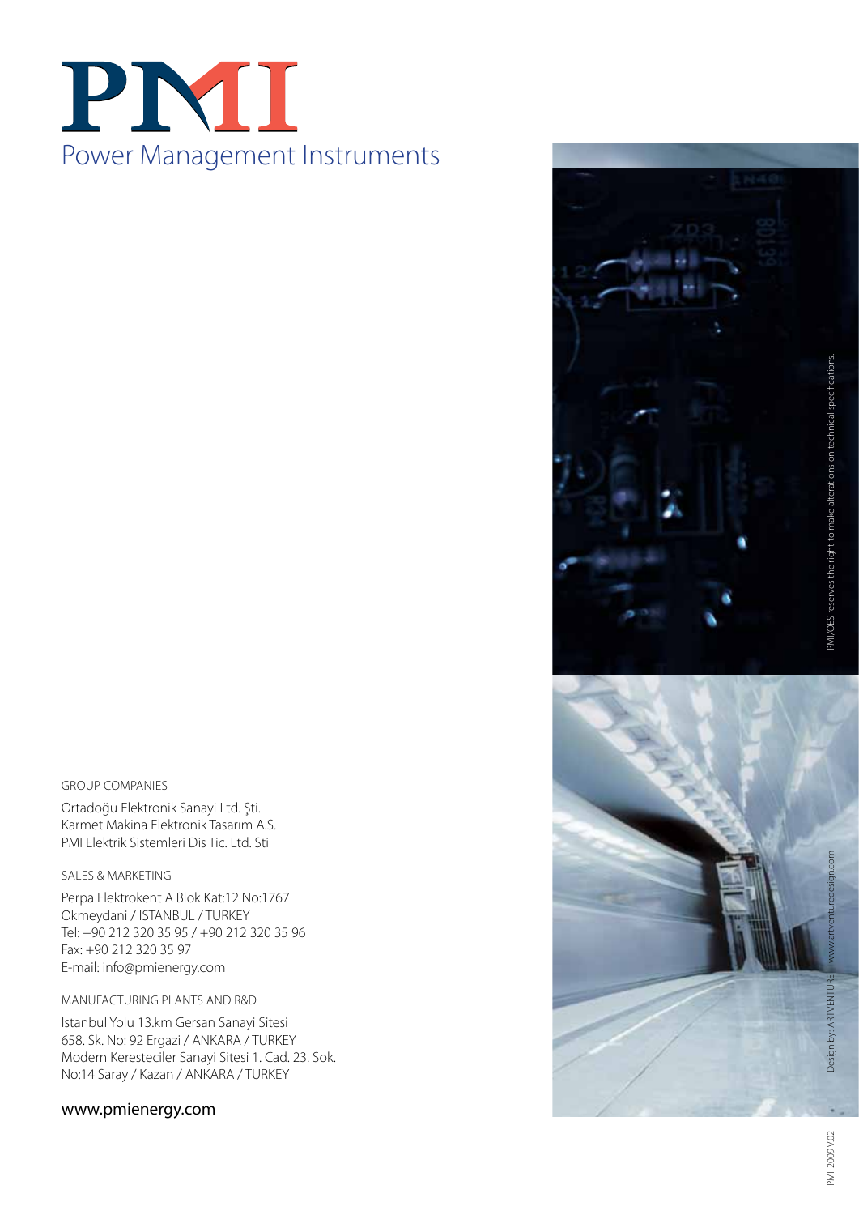# PMI

Power Management Instruments

PMI/OES reserves the right to make alterations on technical specifications.

GROUP COMPANIES

Ortadoğu Elektronik Sanayi Ltd. Şti.
Karmet Makina Elektronik Tasarım A.S.
PMI Elektrik Sistemleri Dis Tic. Ltd. Sti

SALES & MARKETING

Perpa Elektrokent A Blok Kat:12 No:1767
Okmeydani / ISTANBUL / TURKEY
Tel: +90 212 320 35 95 / +90 212 320 35 96
Fax: +90 212 320 35 97
E-mail: info@pmienergy.com

MANUFACTURING PLANTS AND R&D

Istanbul Yolu 13.km Gersan Sanayi Sitesi
658. Sk. No: 92 Ergazi / ANKARA / TURKEY
Modern Keresteciler Sanayi Sitesi 1. Cad. 23. Sok.
No:14 Saray / Kazan / ANKARA / TURKEY

www.pmienergy.com

Design by: ARTVENTURE www.artventuredesign.com

PMI-2009 V.02